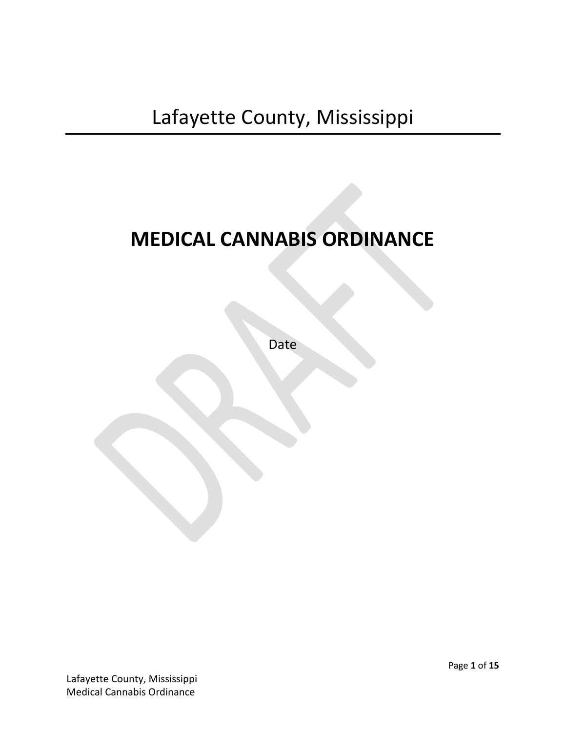# Lafayette County, Mississippi

## MEDICAL CANNABIS ORDINANCE

Date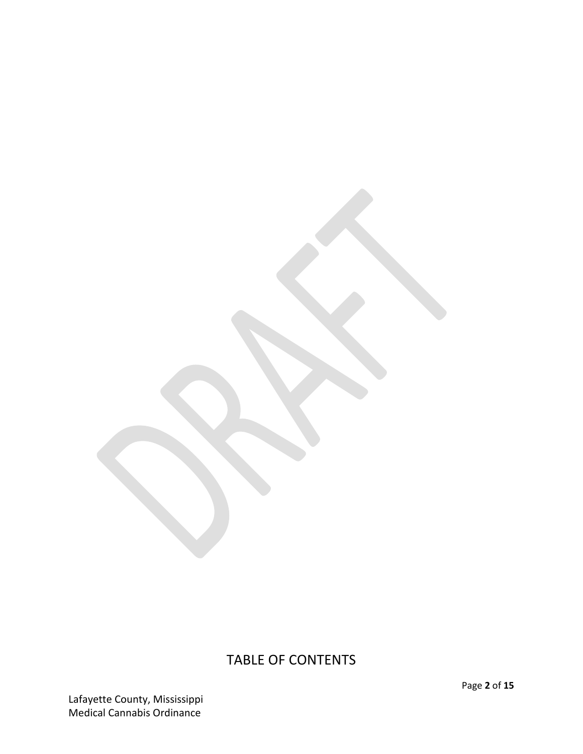# TABLE OF CONTENTS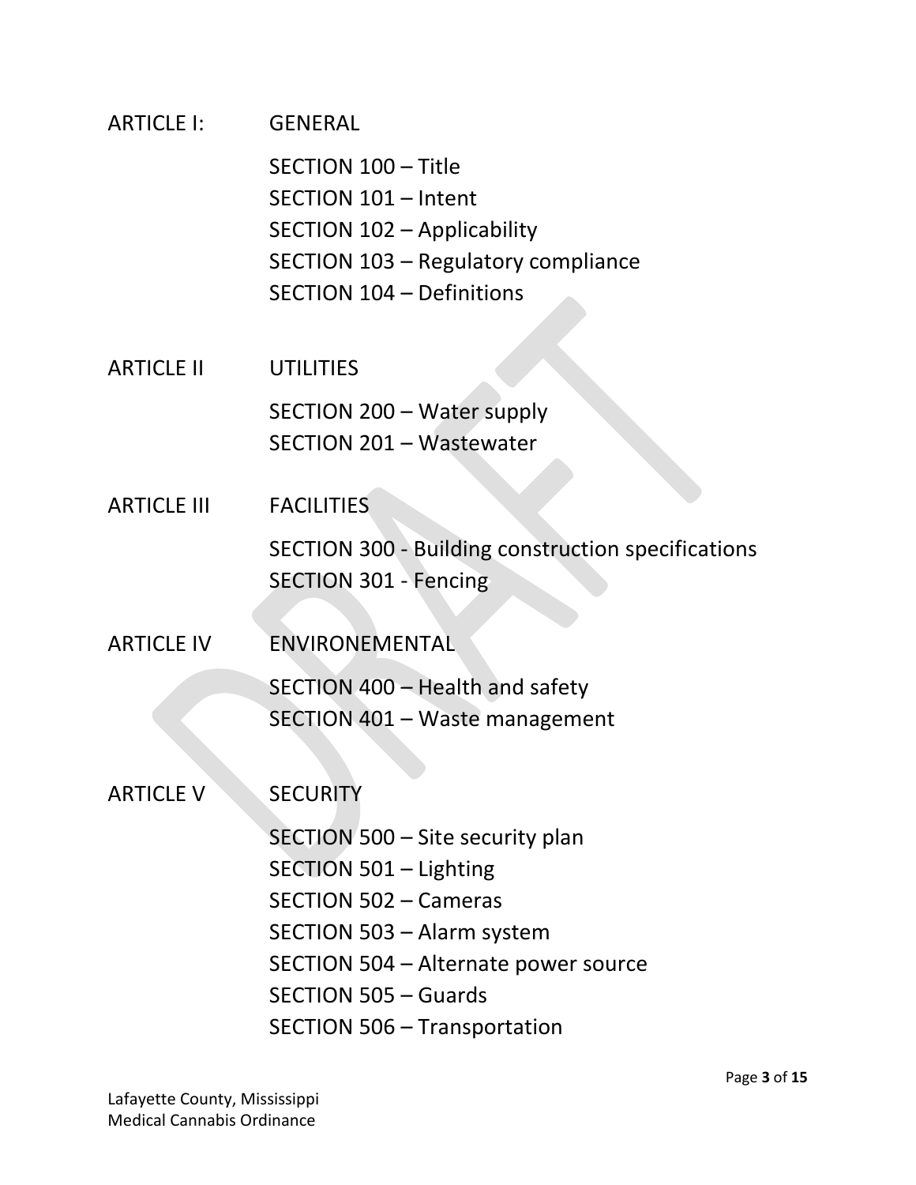ARTICLE I: GENERAL

- SECTION 100 – Title
- SECTION 101 – Intent
- SECTION 102 – Applicability
- SECTION 103 – Regulatory compliance
- SECTION 104 – Definitions

ARTICLE II UTILITIES

- SECTION 200 – Water supply
- SECTION 201 – Wastewater

ARTICLE III FACILITIES

- SECTION 300 - Building construction specifications
- SECTION 301 - Fencing

ARTICLE IV ENVIRONEMENTAL

- SECTION 400 – Health and safety
- SECTION 401 – Waste management

ARTICLE V SECURITY

- SECTION 500 – Site security plan
- SECTION 501 – Lighting
- SECTION 502 – Cameras
- SECTION 503 – Alarm system
- SECTION 504 – Alternate power source
- SECTION 505 – Guards
- SECTION 506 – Transportation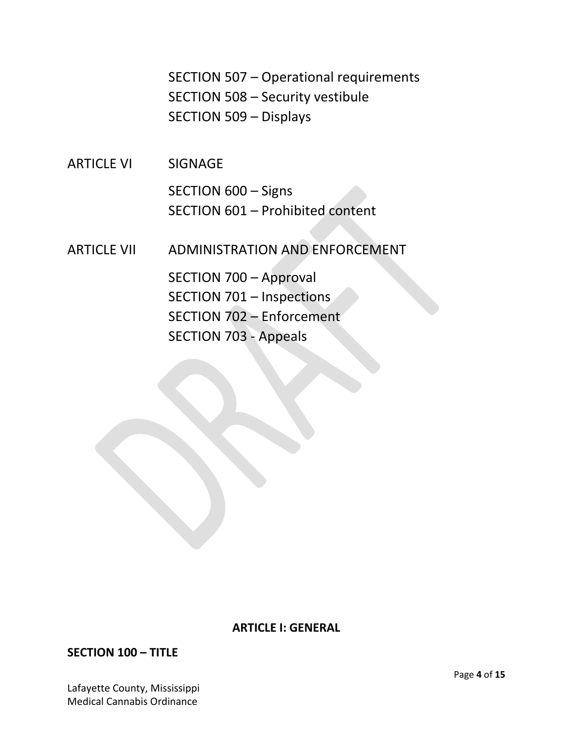SECTION 507 – Operational requirements
SECTION 508 – Security vestibule
SECTION 509 – Displays

ARTICLE VI SIGNAGE

SECTION 600 – Signs
SECTION 601 – Prohibited content

ARTICLE VII ADMINISTRATION AND ENFORCEMENT

SECTION 700 – Approval
SECTION 701 – Inspections
SECTION 702 – Enforcement
SECTION 703 - Appeals

## ARTICLE I: GENERAL

### SECTION 100 – TITLE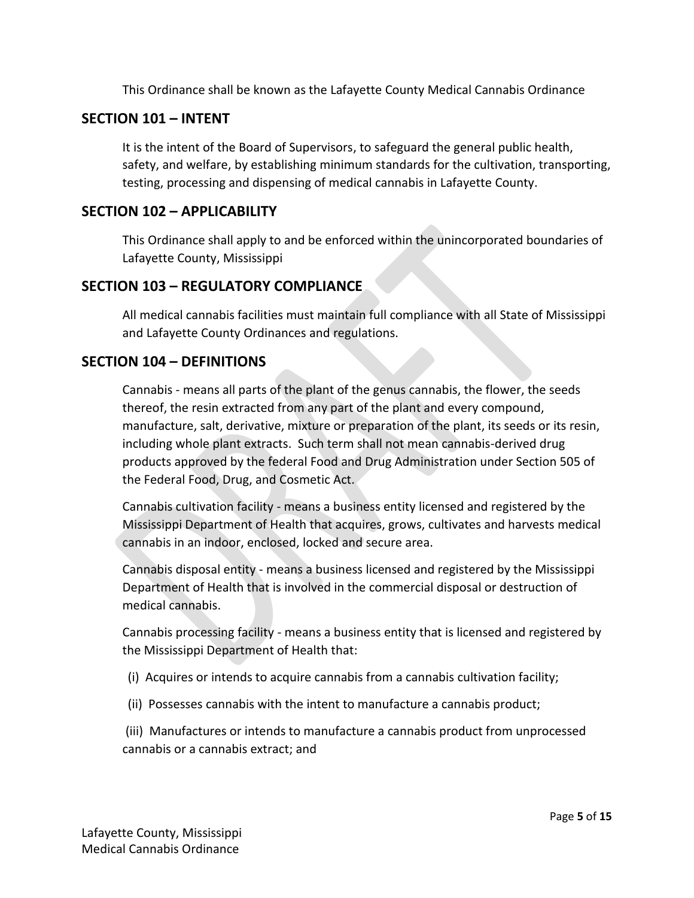This Ordinance shall be known as the Lafayette County Medical Cannabis Ordinance

## SECTION 101 – INTENT

It is the intent of the Board of Supervisors, to safeguard the general public health, safety, and welfare, by establishing minimum standards for the cultivation, transporting, testing, processing and dispensing of medical cannabis in Lafayette County.

## SECTION 102 – APPLICABILITY

This Ordinance shall apply to and be enforced within the unincorporated boundaries of Lafayette County, Mississippi

## SECTION 103 – REGULATORY COMPLIANCE

All medical cannabis facilities must maintain full compliance with all State of Mississippi and Lafayette County Ordinances and regulations.

## SECTION 104 – DEFINITIONS

Cannabis - means all parts of the plant of the genus cannabis, the flower, the seeds thereof, the resin extracted from any part of the plant and every compound, manufacture, salt, derivative, mixture or preparation of the plant, its seeds or its resin, including whole plant extracts. Such term shall not mean cannabis-derived drug products approved by the federal Food and Drug Administration under Section 505 of the Federal Food, Drug, and Cosmetic Act.

Cannabis cultivation facility - means a business entity licensed and registered by the Mississippi Department of Health that acquires, grows, cultivates and harvests medical cannabis in an indoor, enclosed, locked and secure area.

Cannabis disposal entity - means a business licensed and registered by the Mississippi Department of Health that is involved in the commercial disposal or destruction of medical cannabis.

Cannabis processing facility - means a business entity that is licensed and registered by the Mississippi Department of Health that:

(i) Acquires or intends to acquire cannabis from a cannabis cultivation facility;

(ii) Possesses cannabis with the intent to manufacture a cannabis product;

(iii) Manufactures or intends to manufacture a cannabis product from unprocessed cannabis or a cannabis extract; and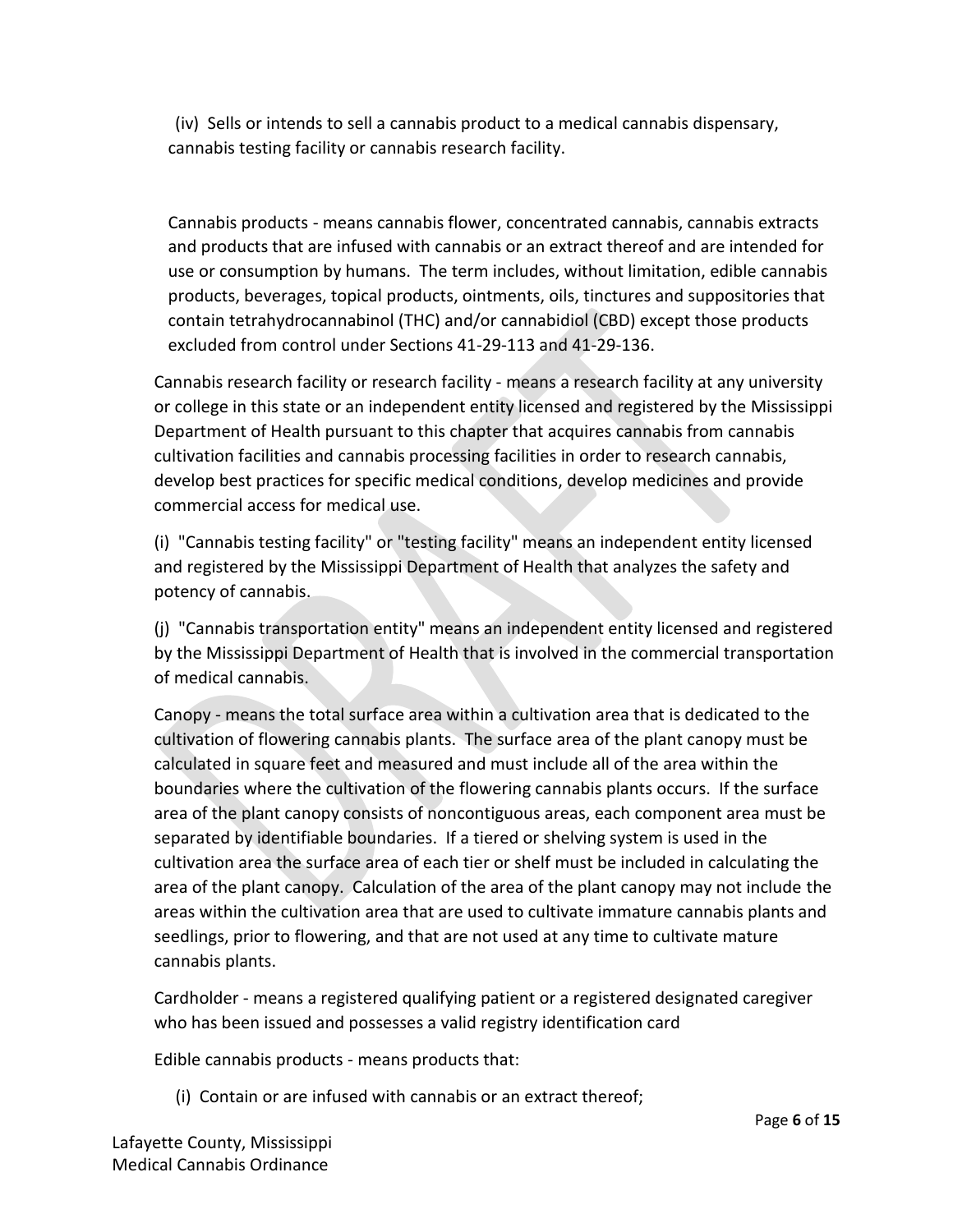(iv) Sells or intends to sell a cannabis product to a medical cannabis dispensary, cannabis testing facility or cannabis research facility.

Cannabis products - means cannabis flower, concentrated cannabis, cannabis extracts and products that are infused with cannabis or an extract thereof and are intended for use or consumption by humans. The term includes, without limitation, edible cannabis products, beverages, topical products, ointments, oils, tinctures and suppositories that contain tetrahydrocannabinol (THC) and/or cannabidiol (CBD) except those products excluded from control under Sections 41-29-113 and 41-29-136.

Cannabis research facility or research facility - means a research facility at any university or college in this state or an independent entity licensed and registered by the Mississippi Department of Health pursuant to this chapter that acquires cannabis from cannabis cultivation facilities and cannabis processing facilities in order to research cannabis, develop best practices for specific medical conditions, develop medicines and provide commercial access for medical use.

(i) "Cannabis testing facility" or "testing facility" means an independent entity licensed and registered by the Mississippi Department of Health that analyzes the safety and potency of cannabis.

(j) "Cannabis transportation entity" means an independent entity licensed and registered by the Mississippi Department of Health that is involved in the commercial transportation of medical cannabis.

Canopy - means the total surface area within a cultivation area that is dedicated to the cultivation of flowering cannabis plants. The surface area of the plant canopy must be calculated in square feet and measured and must include all of the area within the boundaries where the cultivation of the flowering cannabis plants occurs. If the surface area of the plant canopy consists of noncontiguous areas, each component area must be separated by identifiable boundaries. If a tiered or shelving system is used in the cultivation area the surface area of each tier or shelf must be included in calculating the area of the plant canopy. Calculation of the area of the plant canopy may not include the areas within the cultivation area that are used to cultivate immature cannabis plants and seedlings, prior to flowering, and that are not used at any time to cultivate mature cannabis plants.

Cardholder - means a registered qualifying patient or a registered designated caregiver who has been issued and possesses a valid registry identification card

Edible cannabis products - means products that:

(i) Contain or are infused with cannabis or an extract thereof;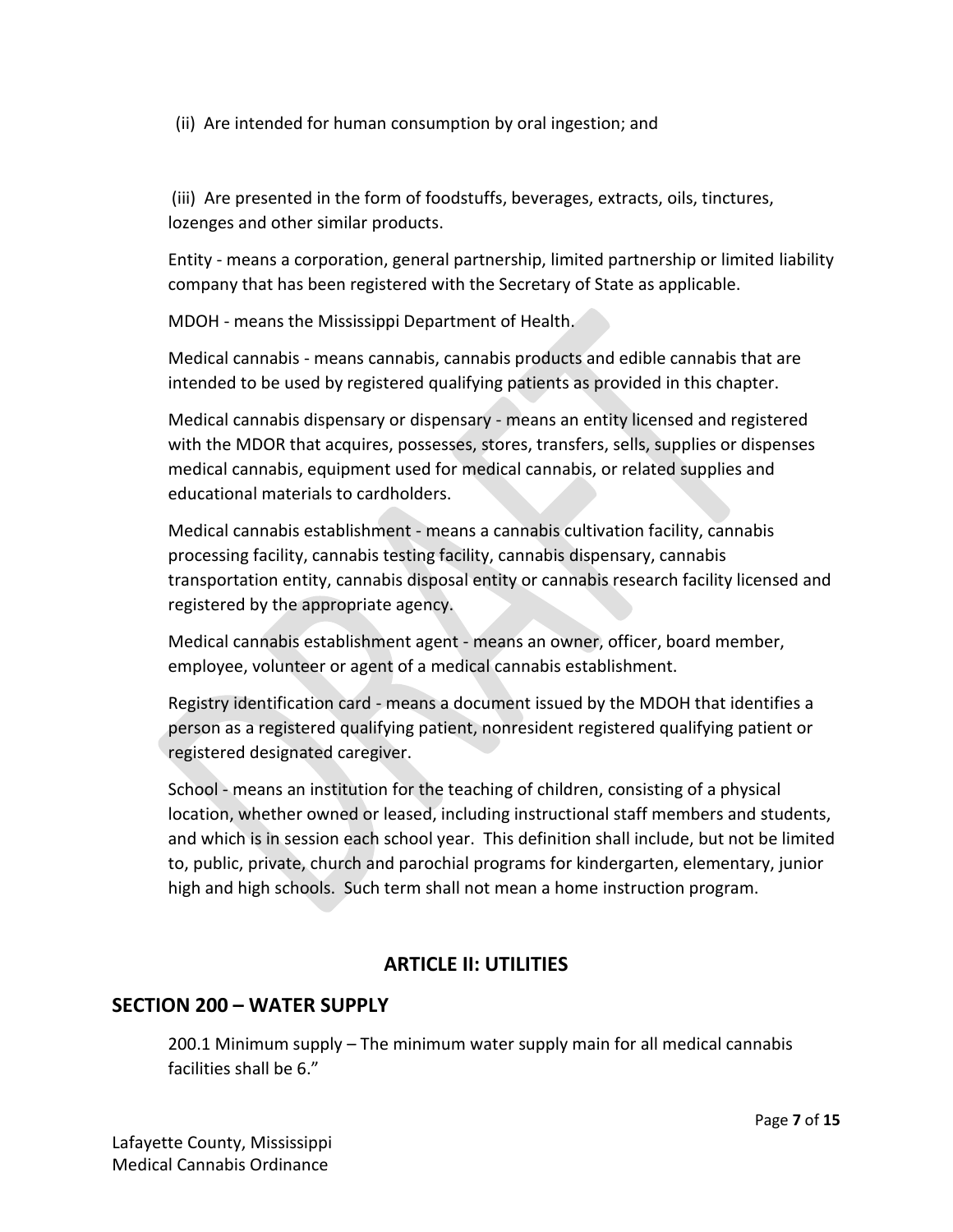(ii) Are intended for human consumption by oral ingestion; and

(iii) Are presented in the form of foodstuffs, beverages, extracts, oils, tinctures, lozenges and other similar products.

Entity - means a corporation, general partnership, limited partnership or limited liability company that has been registered with the Secretary of State as applicable.

MDOH - means the Mississippi Department of Health.

Medical cannabis - means cannabis, cannabis products and edible cannabis that are intended to be used by registered qualifying patients as provided in this chapter.

Medical cannabis dispensary or dispensary - means an entity licensed and registered with the MDOR that acquires, possesses, stores, transfers, sells, supplies or dispenses medical cannabis, equipment used for medical cannabis, or related supplies and educational materials to cardholders.

Medical cannabis establishment - means a cannabis cultivation facility, cannabis processing facility, cannabis testing facility, cannabis dispensary, cannabis transportation entity, cannabis disposal entity or cannabis research facility licensed and registered by the appropriate agency.

Medical cannabis establishment agent - means an owner, officer, board member, employee, volunteer or agent of a medical cannabis establishment.

Registry identification card - means a document issued by the MDOH that identifies a person as a registered qualifying patient, nonresident registered qualifying patient or registered designated caregiver.

School - means an institution for the teaching of children, consisting of a physical location, whether owned or leased, including instructional staff members and students, and which is in session each school year. This definition shall include, but not be limited to, public, private, church and parochial programs for kindergarten, elementary, junior high and high schools. Such term shall not mean a home instruction program.

## ARTICLE II: UTILITIES

### SECTION 200 – WATER SUPPLY

200.1 Minimum supply – The minimum water supply main for all medical cannabis facilities shall be 6."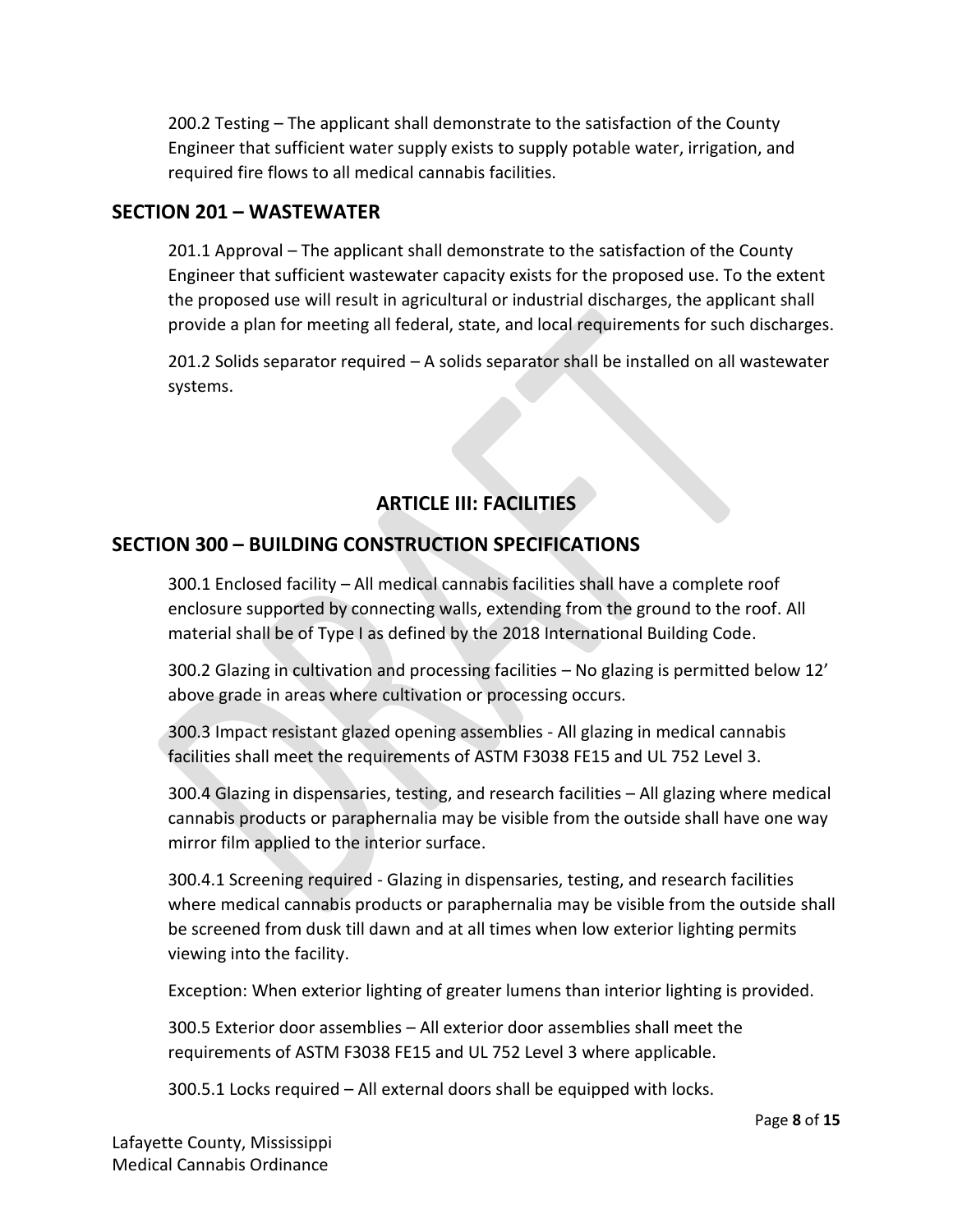200.2 Testing – The applicant shall demonstrate to the satisfaction of the County Engineer that sufficient water supply exists to supply potable water, irrigation, and required fire flows to all medical cannabis facilities.

## SECTION 201 – WASTEWATER

201.1 Approval – The applicant shall demonstrate to the satisfaction of the County Engineer that sufficient wastewater capacity exists for the proposed use. To the extent the proposed use will result in agricultural or industrial discharges, the applicant shall provide a plan for meeting all federal, state, and local requirements for such discharges.

201.2 Solids separator required – A solids separator shall be installed on all wastewater systems.

# ARTICLE III: FACILITIES

## SECTION 300 – BUILDING CONSTRUCTION SPECIFICATIONS

300.1 Enclosed facility – All medical cannabis facilities shall have a complete roof enclosure supported by connecting walls, extending from the ground to the roof. All material shall be of Type I as defined by the 2018 International Building Code.

300.2 Glazing in cultivation and processing facilities – No glazing is permitted below 12' above grade in areas where cultivation or processing occurs.

300.3 Impact resistant glazed opening assemblies - All glazing in medical cannabis facilities shall meet the requirements of ASTM F3038 FE15 and UL 752 Level 3.

300.4 Glazing in dispensaries, testing, and research facilities – All glazing where medical cannabis products or paraphernalia may be visible from the outside shall have one way mirror film applied to the interior surface.

300.4.1 Screening required - Glazing in dispensaries, testing, and research facilities where medical cannabis products or paraphernalia may be visible from the outside shall be screened from dusk till dawn and at all times when low exterior lighting permits viewing into the facility.

Exception: When exterior lighting of greater lumens than interior lighting is provided.

300.5 Exterior door assemblies – All exterior door assemblies shall meet the requirements of ASTM F3038 FE15 and UL 752 Level 3 where applicable.

300.5.1 Locks required – All external doors shall be equipped with locks.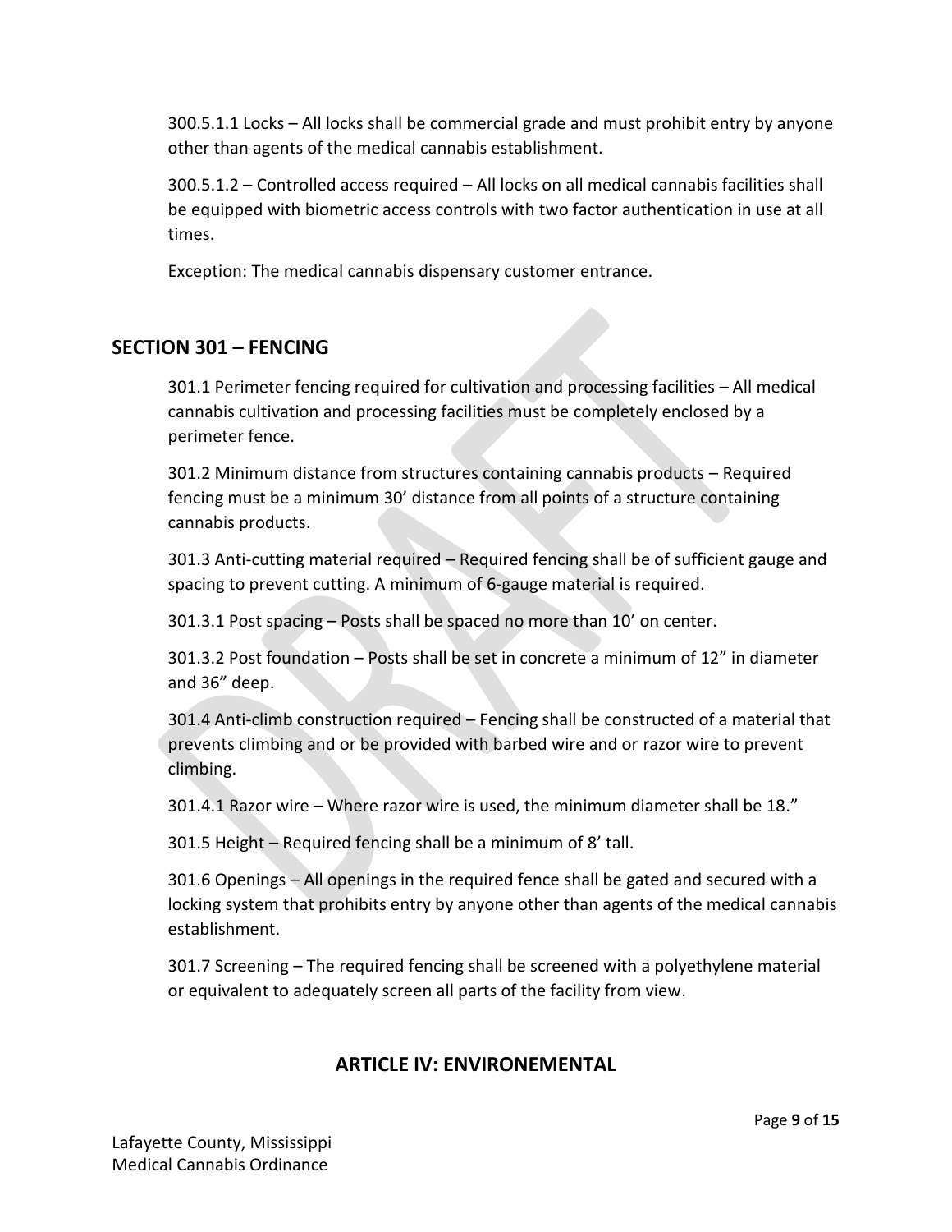300.5.1.1 Locks – All locks shall be commercial grade and must prohibit entry by anyone other than agents of the medical cannabis establishment.

300.5.1.2 – Controlled access required – All locks on all medical cannabis facilities shall be equipped with biometric access controls with two factor authentication in use at all times.

Exception: The medical cannabis dispensary customer entrance.

## SECTION 301 – FENCING

301.1 Perimeter fencing required for cultivation and processing facilities – All medical cannabis cultivation and processing facilities must be completely enclosed by a perimeter fence.

301.2 Minimum distance from structures containing cannabis products – Required fencing must be a minimum 30' distance from all points of a structure containing cannabis products.

301.3 Anti-cutting material required – Required fencing shall be of sufficient gauge and spacing to prevent cutting. A minimum of 6-gauge material is required.

301.3.1 Post spacing – Posts shall be spaced no more than 10' on center.

301.3.2 Post foundation – Posts shall be set in concrete a minimum of 12" in diameter and 36" deep.

301.4 Anti-climb construction required – Fencing shall be constructed of a material that prevents climbing and or be provided with barbed wire and or razor wire to prevent climbing.

301.4.1 Razor wire – Where razor wire is used, the minimum diameter shall be 18."

301.5 Height – Required fencing shall be a minimum of 8' tall.

301.6 Openings – All openings in the required fence shall be gated and secured with a locking system that prohibits entry by anyone other than agents of the medical cannabis establishment.

301.7 Screening – The required fencing shall be screened with a polyethylene material or equivalent to adequately screen all parts of the facility from view.

## ARTICLE IV: ENVIRONEMENTAL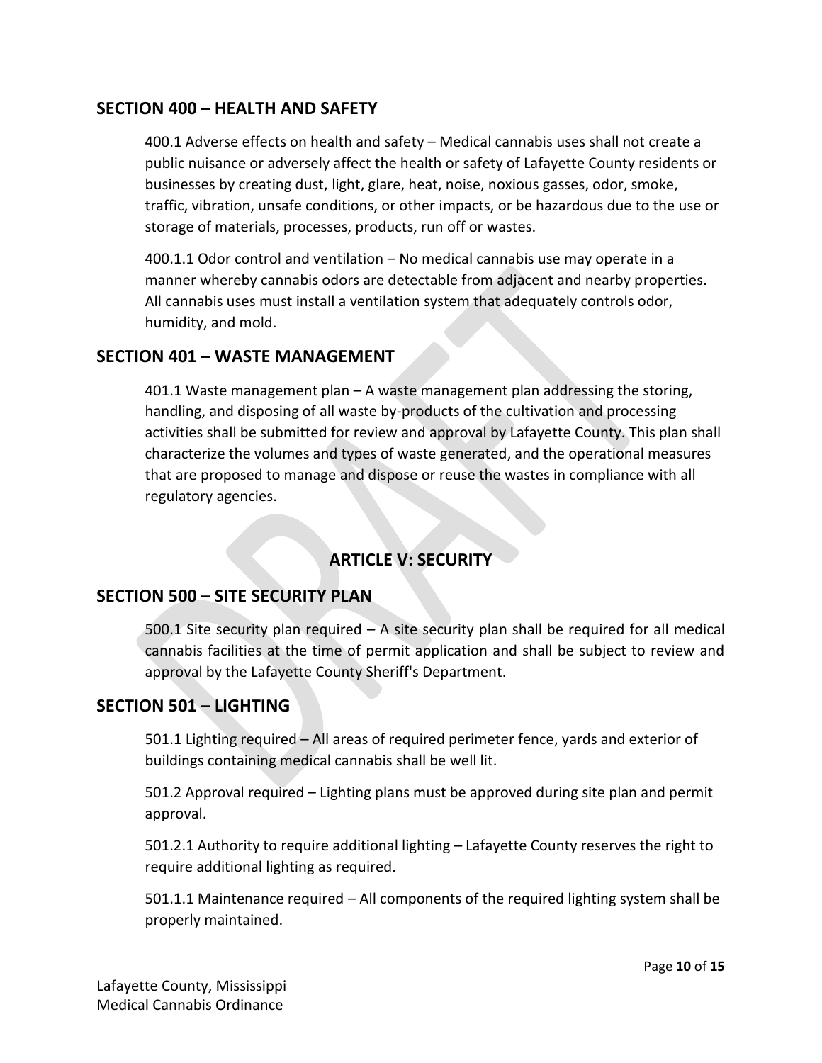## SECTION 400 – HEALTH AND SAFETY

400.1 Adverse effects on health and safety – Medical cannabis uses shall not create a public nuisance or adversely affect the health or safety of Lafayette County residents or businesses by creating dust, light, glare, heat, noise, noxious gasses, odor, smoke, traffic, vibration, unsafe conditions, or other impacts, or be hazardous due to the use or storage of materials, processes, products, run off or wastes.

400.1.1 Odor control and ventilation – No medical cannabis use may operate in a manner whereby cannabis odors are detectable from adjacent and nearby properties. All cannabis uses must install a ventilation system that adequately controls odor, humidity, and mold.

## SECTION 401 – WASTE MANAGEMENT

401.1 Waste management plan – A waste management plan addressing the storing, handling, and disposing of all waste by-products of the cultivation and processing activities shall be submitted for review and approval by Lafayette County. This plan shall characterize the volumes and types of waste generated, and the operational measures that are proposed to manage and dispose or reuse the wastes in compliance with all regulatory agencies.

# ARTICLE V: SECURITY

## SECTION 500 – SITE SECURITY PLAN

500.1 Site security plan required – A site security plan shall be required for all medical cannabis facilities at the time of permit application and shall be subject to review and approval by the Lafayette County Sheriff's Department.

## SECTION 501 – LIGHTING

501.1 Lighting required – All areas of required perimeter fence, yards and exterior of buildings containing medical cannabis shall be well lit.

501.2 Approval required – Lighting plans must be approved during site plan and permit approval.

501.2.1 Authority to require additional lighting – Lafayette County reserves the right to require additional lighting as required.

501.1.1 Maintenance required – All components of the required lighting system shall be properly maintained.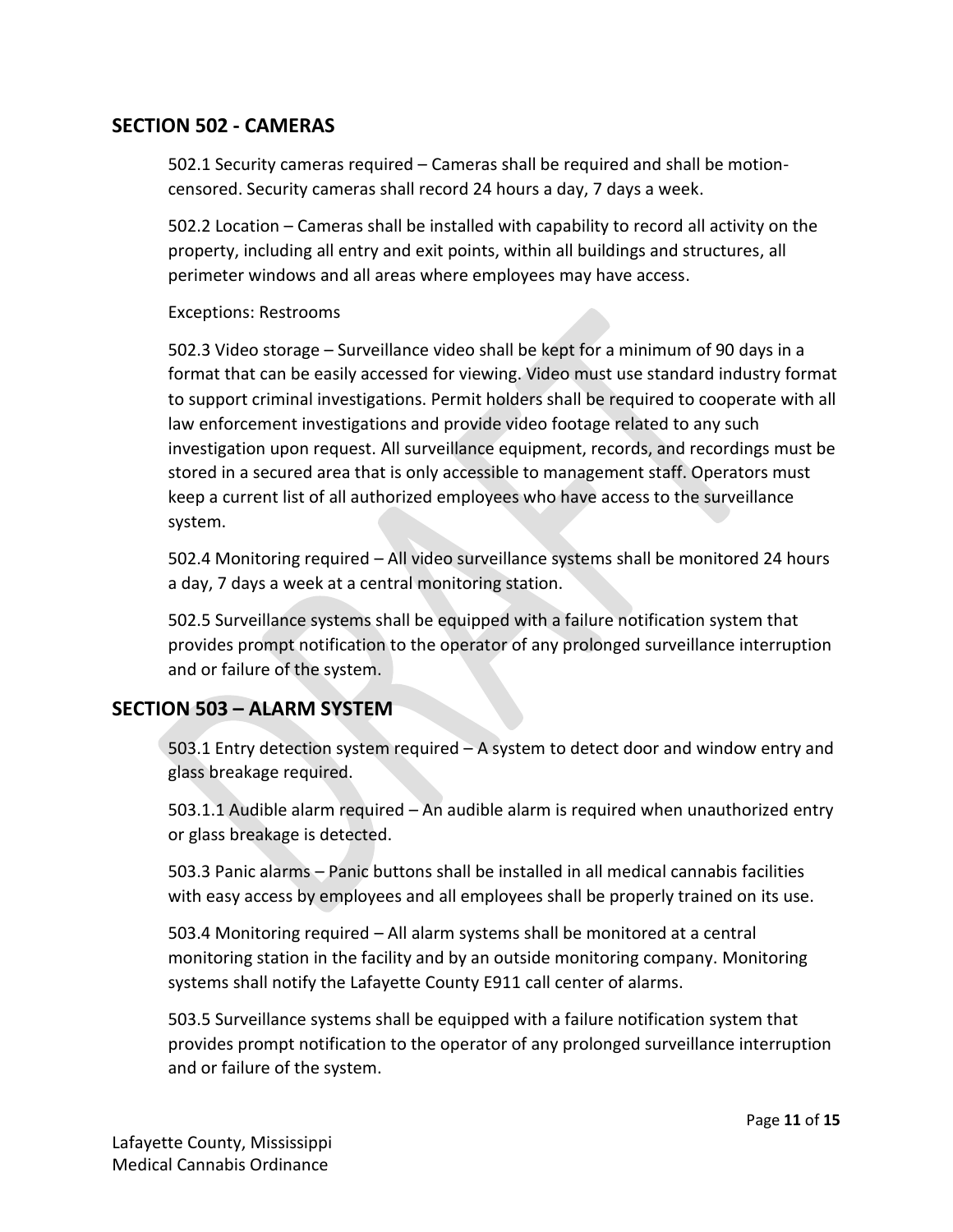## SECTION 502 - CAMERAS

502.1 Security cameras required – Cameras shall be required and shall be motion-censored. Security cameras shall record 24 hours a day, 7 days a week.

502.2 Location – Cameras shall be installed with capability to record all activity on the property, including all entry and exit points, within all buildings and structures, all perimeter windows and all areas where employees may have access.

Exceptions: Restrooms

502.3 Video storage – Surveillance video shall be kept for a minimum of 90 days in a format that can be easily accessed for viewing. Video must use standard industry format to support criminal investigations. Permit holders shall be required to cooperate with all law enforcement investigations and provide video footage related to any such investigation upon request. All surveillance equipment, records, and recordings must be stored in a secured area that is only accessible to management staff. Operators must keep a current list of all authorized employees who have access to the surveillance system.

502.4 Monitoring required – All video surveillance systems shall be monitored 24 hours a day, 7 days a week at a central monitoring station.

502.5 Surveillance systems shall be equipped with a failure notification system that provides prompt notification to the operator of any prolonged surveillance interruption and or failure of the system.

## SECTION 503 – ALARM SYSTEM

503.1 Entry detection system required – A system to detect door and window entry and glass breakage required.

503.1.1 Audible alarm required – An audible alarm is required when unauthorized entry or glass breakage is detected.

503.3 Panic alarms – Panic buttons shall be installed in all medical cannabis facilities with easy access by employees and all employees shall be properly trained on its use.

503.4 Monitoring required – All alarm systems shall be monitored at a central monitoring station in the facility and by an outside monitoring company. Monitoring systems shall notify the Lafayette County E911 call center of alarms.

503.5 Surveillance systems shall be equipped with a failure notification system that provides prompt notification to the operator of any prolonged surveillance interruption and or failure of the system.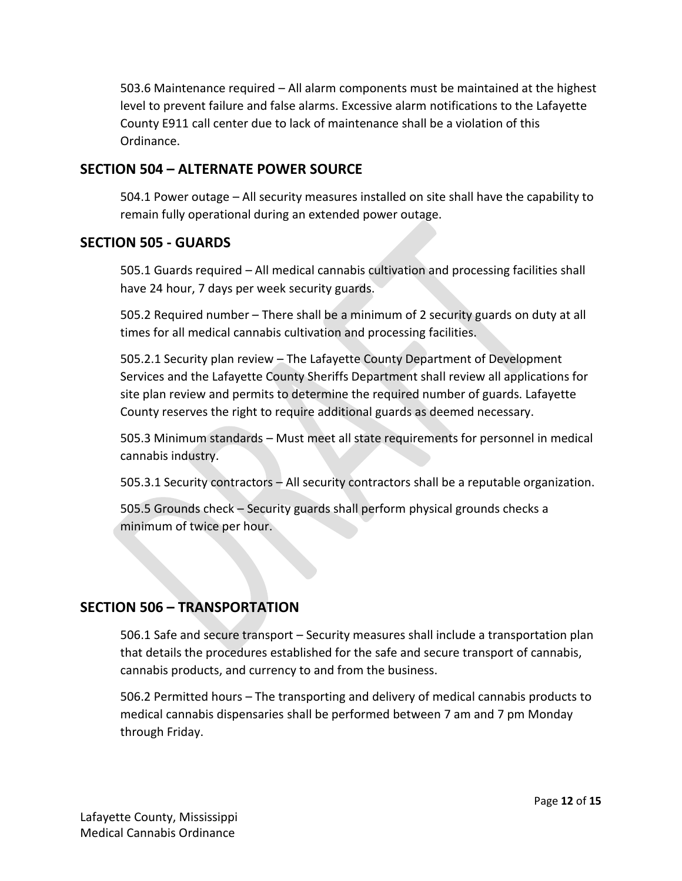503.6 Maintenance required – All alarm components must be maintained at the highest level to prevent failure and false alarms. Excessive alarm notifications to the Lafayette County E911 call center due to lack of maintenance shall be a violation of this Ordinance.

## SECTION 504 – ALTERNATE POWER SOURCE

504.1 Power outage – All security measures installed on site shall have the capability to remain fully operational during an extended power outage.

## SECTION 505 - GUARDS

505.1 Guards required – All medical cannabis cultivation and processing facilities shall have 24 hour, 7 days per week security guards.

505.2 Required number – There shall be a minimum of 2 security guards on duty at all times for all medical cannabis cultivation and processing facilities.

505.2.1 Security plan review – The Lafayette County Department of Development Services and the Lafayette County Sheriffs Department shall review all applications for site plan review and permits to determine the required number of guards. Lafayette County reserves the right to require additional guards as deemed necessary.

505.3 Minimum standards – Must meet all state requirements for personnel in medical cannabis industry.

505.3.1 Security contractors – All security contractors shall be a reputable organization.

505.5 Grounds check – Security guards shall perform physical grounds checks a minimum of twice per hour.

## SECTION 506 – TRANSPORTATION

506.1 Safe and secure transport – Security measures shall include a transportation plan that details the procedures established for the safe and secure transport of cannabis, cannabis products, and currency to and from the business.

506.2 Permitted hours – The transporting and delivery of medical cannabis products to medical cannabis dispensaries shall be performed between 7 am and 7 pm Monday through Friday.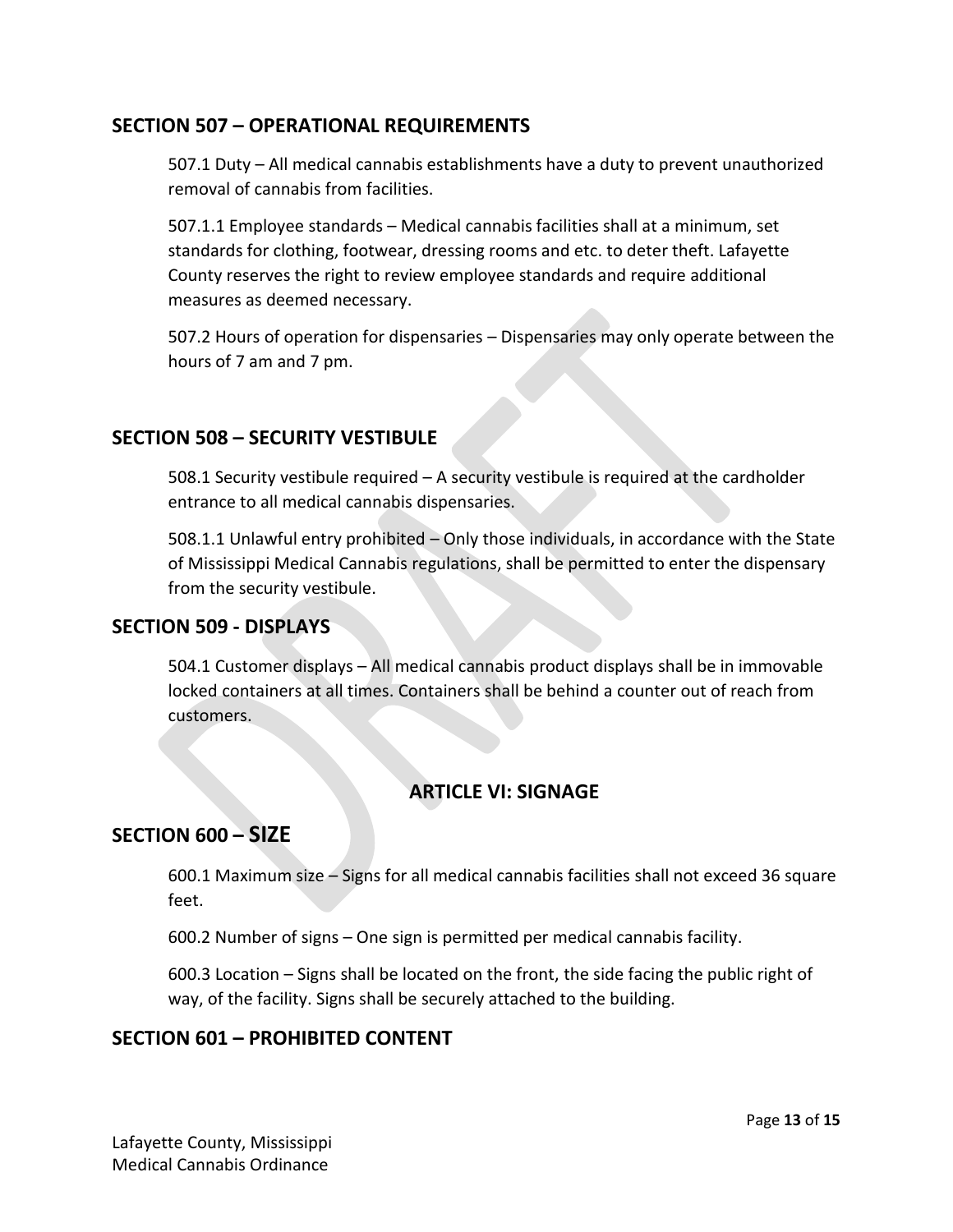## SECTION 507 – OPERATIONAL REQUIREMENTS

507.1 Duty – All medical cannabis establishments have a duty to prevent unauthorized removal of cannabis from facilities.

507.1.1 Employee standards – Medical cannabis facilities shall at a minimum, set standards for clothing, footwear, dressing rooms and etc. to deter theft. Lafayette County reserves the right to review employee standards and require additional measures as deemed necessary.

507.2 Hours of operation for dispensaries – Dispensaries may only operate between the hours of 7 am and 7 pm.

## SECTION 508 – SECURITY VESTIBULE

508.1 Security vestibule required – A security vestibule is required at the cardholder entrance to all medical cannabis dispensaries.

508.1.1 Unlawful entry prohibited – Only those individuals, in accordance with the State of Mississippi Medical Cannabis regulations, shall be permitted to enter the dispensary from the security vestibule.

## SECTION 509 - DISPLAYS

504.1 Customer displays – All medical cannabis product displays shall be in immovable locked containers at all times. Containers shall be behind a counter out of reach from customers.

# ARTICLE VI: SIGNAGE

## SECTION 600 – SIZE

600.1 Maximum size – Signs for all medical cannabis facilities shall not exceed 36 square feet.

600.2 Number of signs – One sign is permitted per medical cannabis facility.

600.3 Location – Signs shall be located on the front, the side facing the public right of way, of the facility. Signs shall be securely attached to the building.

## SECTION 601 – PROHIBITED CONTENT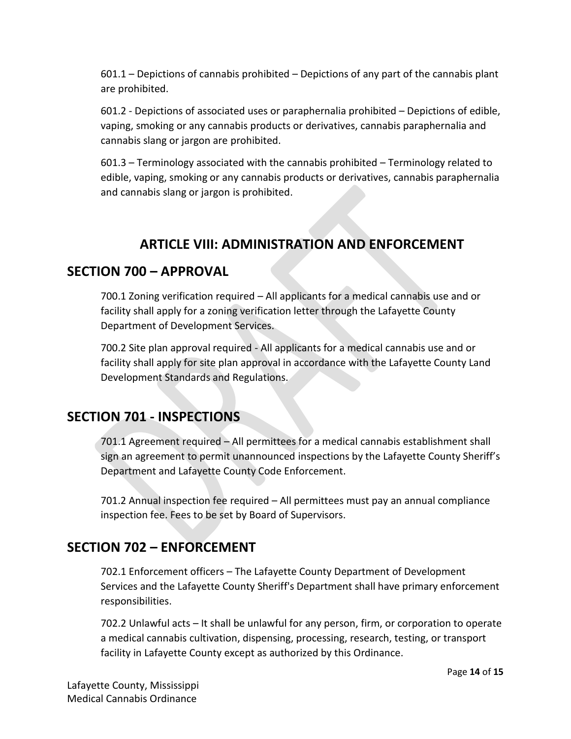601.1 – Depictions of cannabis prohibited – Depictions of any part of the cannabis plant are prohibited.

601.2 - Depictions of associated uses or paraphernalia prohibited – Depictions of edible, vaping, smoking or any cannabis products or derivatives, cannabis paraphernalia and cannabis slang or jargon are prohibited.

601.3 – Terminology associated with the cannabis prohibited – Terminology related to edible, vaping, smoking or any cannabis products or derivatives, cannabis paraphernalia and cannabis slang or jargon is prohibited.

# ARTICLE VIII: ADMINISTRATION AND ENFORCEMENT

## SECTION 700 – APPROVAL

700.1 Zoning verification required – All applicants for a medical cannabis use and or facility shall apply for a zoning verification letter through the Lafayette County Department of Development Services.

700.2 Site plan approval required - All applicants for a medical cannabis use and or facility shall apply for site plan approval in accordance with the Lafayette County Land Development Standards and Regulations.

## SECTION 701 - INSPECTIONS

701.1 Agreement required – All permittees for a medical cannabis establishment shall sign an agreement to permit unannounced inspections by the Lafayette County Sheriff's Department and Lafayette County Code Enforcement.

701.2 Annual inspection fee required – All permittees must pay an annual compliance inspection fee. Fees to be set by Board of Supervisors.

## SECTION 702 – ENFORCEMENT

702.1 Enforcement officers – The Lafayette County Department of Development Services and the Lafayette County Sheriff's Department shall have primary enforcement responsibilities.

702.2 Unlawful acts – It shall be unlawful for any person, firm, or corporation to operate a medical cannabis cultivation, dispensing, processing, research, testing, or transport facility in Lafayette County except as authorized by this Ordinance.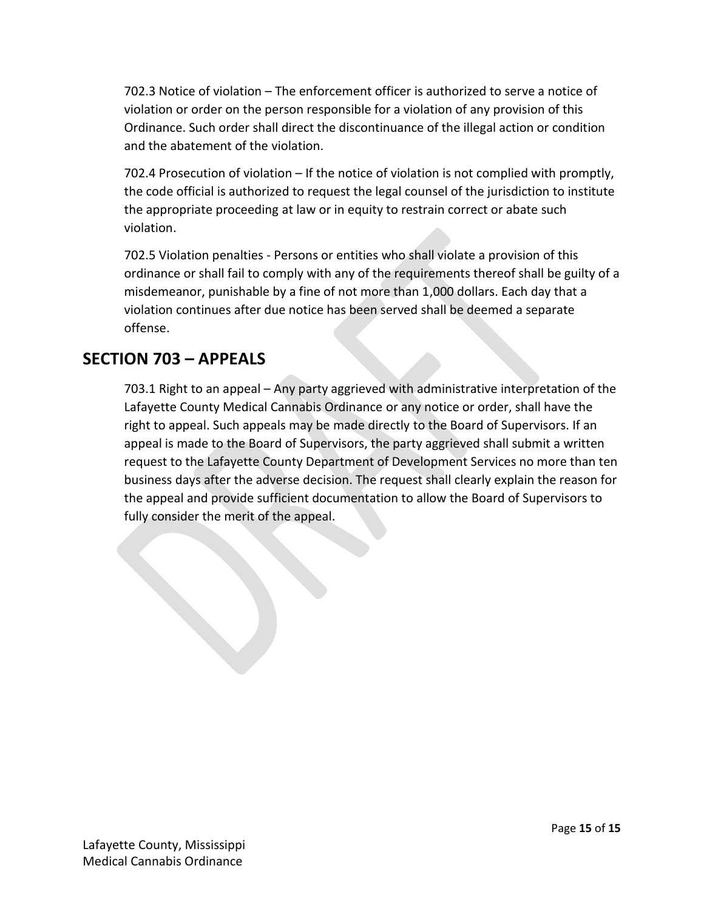702.3 Notice of violation – The enforcement officer is authorized to serve a notice of violation or order on the person responsible for a violation of any provision of this Ordinance. Such order shall direct the discontinuance of the illegal action or condition and the abatement of the violation.

702.4 Prosecution of violation – If the notice of violation is not complied with promptly, the code official is authorized to request the legal counsel of the jurisdiction to institute the appropriate proceeding at law or in equity to restrain correct or abate such violation.

702.5 Violation penalties - Persons or entities who shall violate a provision of this ordinance or shall fail to comply with any of the requirements thereof shall be guilty of a misdemeanor, punishable by a fine of not more than 1,000 dollars. Each day that a violation continues after due notice has been served shall be deemed a separate offense.

## SECTION 703 – APPEALS

703.1 Right to an appeal – Any party aggrieved with administrative interpretation of the Lafayette County Medical Cannabis Ordinance or any notice or order, shall have the right to appeal. Such appeals may be made directly to the Board of Supervisors. If an appeal is made to the Board of Supervisors, the party aggrieved shall submit a written request to the Lafayette County Department of Development Services no more than ten business days after the adverse decision. The request shall clearly explain the reason for the appeal and provide sufficient documentation to allow the Board of Supervisors to fully consider the merit of the appeal.